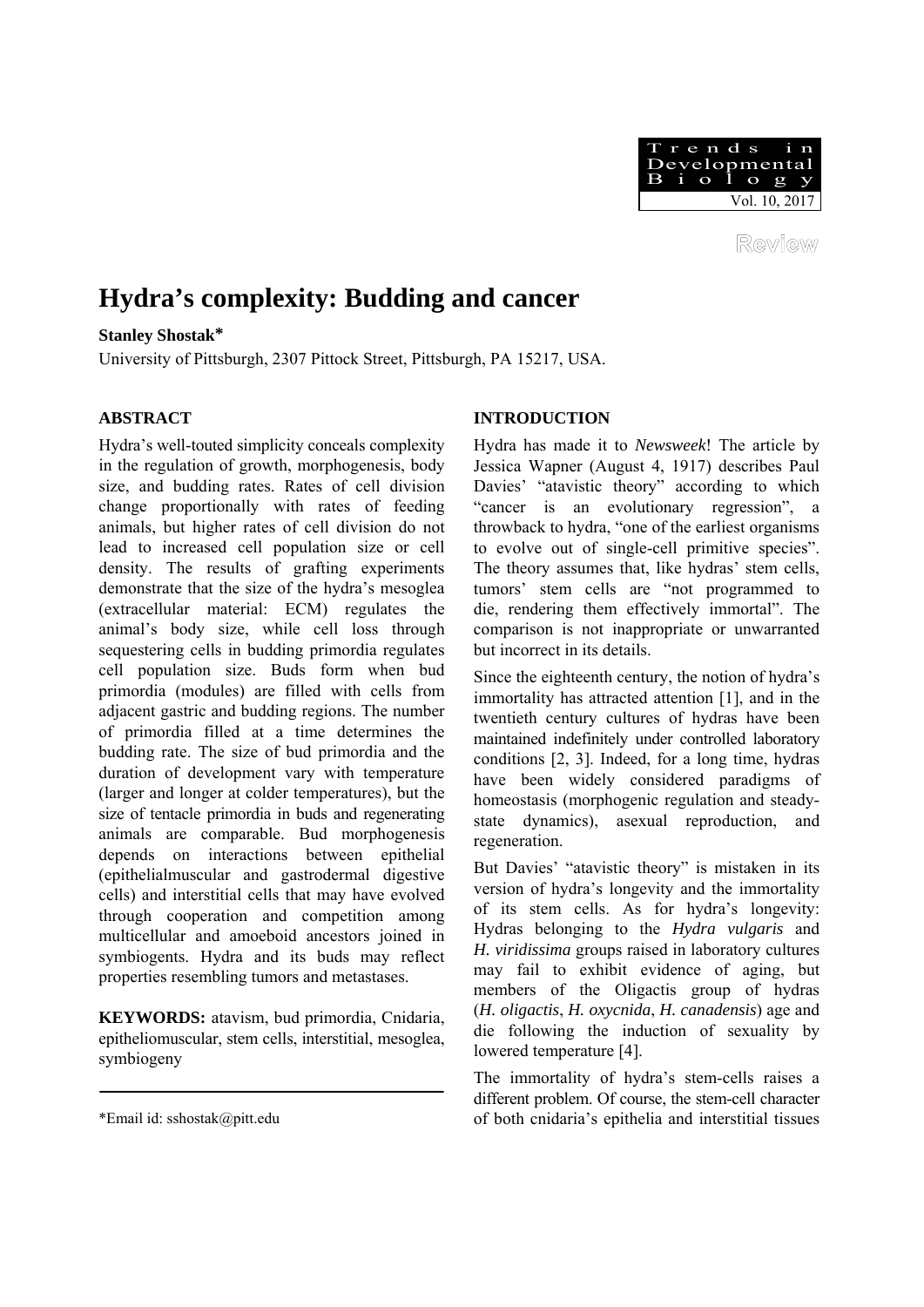Review

# Hydra's complexity: Budding and cancer

**Stanley Shostak***

University of Pittsburgh, 2307 Pittock Street, Pittsburgh, PA 15217, USA.

## ABSTRACT

Hydra's well-touted simplicity conceals complexity in the regulation of growth, morphogenesis, body size, and budding rates. Rates of cell division change proportionally with rates of feeding animals, but higher rates of cell division do not lead to increased cell population size or cell density. The results of grafting experiments demonstrate that the size of the hydra's mesoglea (extracellular material: ECM) regulates the animal's body size, while cell loss through sequestering cells in budding primordia regulates cell population size. Buds form when bud primordia (modules) are filled with cells from adjacent gastric and budding regions. The number of primordia filled at a time determines the budding rate. The size of bud primordia and the duration of development vary with temperature (larger and longer at colder temperatures), but the size of tentacle primordia in buds and regenerating animals are comparable. Bud morphogenesis depends on interactions between epithelial (epithelialmuscular and gastrodermal digestive cells) and interstitial cells that may have evolved through cooperation and competition among multicellular and amoeboid ancestors joined in symbiogents. Hydra and its buds may reflect properties resembling tumors and metastases.

**KEYWORDS:** atavism, bud primordia, Cnidaria, epitheliomuscular, stem cells, interstitial, mesoglea, symbiogeny

*Email id: sshostak@pitt.edu

## INTRODUCTION

Hydra has made it to *Newsweek*! The article by Jessica Wapner (August 4, 1917) describes Paul Davies' "atavistic theory" according to which "cancer is an evolutionary regression", a throwback to hydra, "one of the earliest organisms to evolve out of single-cell primitive species". The theory assumes that, like hydras' stem cells, tumors' stem cells are "not programmed to die, rendering them effectively immortal". The comparison is not inappropriate or unwarranted but incorrect in its details.

Since the eighteenth century, the notion of hydra's immortality has attracted attention [1], and in the twentieth century cultures of hydras have been maintained indefinitely under controlled laboratory conditions [2, 3]. Indeed, for a long time, hydras have been widely considered paradigms of homeostasis (morphogenic regulation and steady-state dynamics), asexual reproduction, and regeneration.

But Davies' "atavistic theory" is mistaken in its version of hydra's longevity and the immortality of its stem cells. As for hydra's longevity: Hydras belonging to the *Hydra vulgaris* and *H. viridissima* groups raised in laboratory cultures may fail to exhibit evidence of aging, but members of the Oligactis group of hydras (*H. oligactis*, *H. oxycnida*, *H. canadensis*) age and die following the induction of sexuality by lowered temperature [4].

The immortality of hydra's stem-cells raises a different problem. Of course, the stem-cell character of both cnidaria's epithelia and interstitial tissues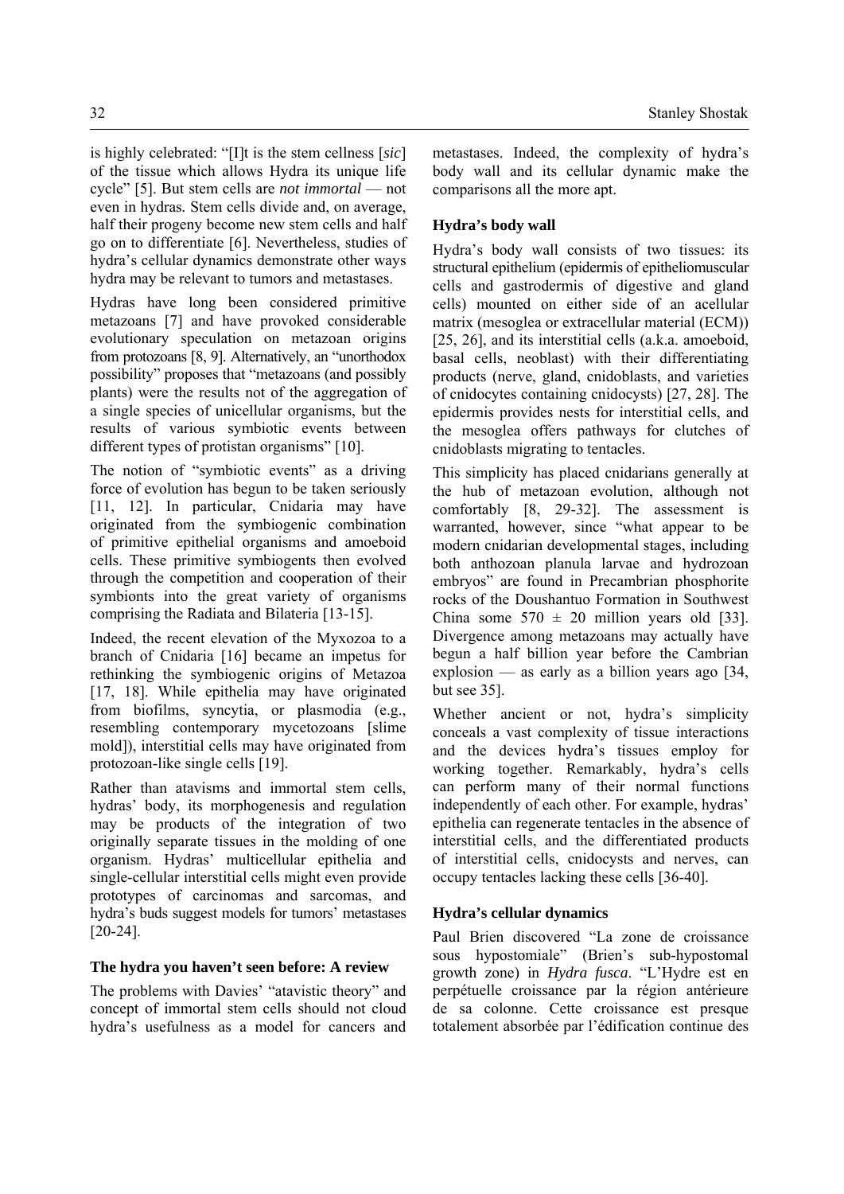is highly celebrated: "[I]t is the stem cellness [*sic*] of the tissue which allows Hydra its unique life cycle" [5]. But stem cells are *not immortal* — not even in hydras. Stem cells divide and, on average, half their progeny become new stem cells and half go on to differentiate [6]. Nevertheless, studies of hydra's cellular dynamics demonstrate other ways hydra may be relevant to tumors and metastases.

Hydras have long been considered primitive metazoans [7] and have provoked considerable evolutionary speculation on metazoan origins from protozoans [8, 9]. Alternatively, an "unorthodox possibility" proposes that "metazoans (and possibly plants) were the results not of the aggregation of a single species of unicellular organisms, but the results of various symbiotic events between different types of protistan organisms" [10].

The notion of "symbiotic events" as a driving force of evolution has begun to be taken seriously [11, 12]. In particular, Cnidaria may have originated from the symbiogenic combination of primitive epithelial organisms and amoeboid cells. These primitive symbiogents then evolved through the competition and cooperation of their symbionts into the great variety of organisms comprising the Radiata and Bilateria [13-15].

Indeed, the recent elevation of the Myxozoa to a branch of Cnidaria [16] became an impetus for rethinking the symbiogenic origins of Metazoa [17, 18]. While epithelia may have originated from biofilms, syncytia, or plasmodia (e.g., resembling contemporary mycetozoans [slime mold]), interstitial cells may have originated from protozoan-like single cells [19].

Rather than atavisms and immortal stem cells, hydras' body, its morphogenesis and regulation may be products of the integration of two originally separate tissues in the molding of one organism. Hydras' multicellular epithelia and single-cellular interstitial cells might even provide prototypes of carcinomas and sarcomas, and hydra's buds suggest models for tumors' metastases [20-24].

### The hydra you haven't seen before: A review

The problems with Davies' "atavistic theory" and concept of immortal stem cells should not cloud hydra's usefulness as a model for cancers and metastases. Indeed, the complexity of hydra's body wall and its cellular dynamic make the comparisons all the more apt.

### Hydra's body wall

Hydra's body wall consists of two tissues: its structural epithelium (epidermis of epitheliomuscular cells and gastrodermis of digestive and gland cells) mounted on either side of an acellular matrix (mesoglea or extracellular material (ECM)) [25, 26], and its interstitial cells (a.k.a. amoeboid, basal cells, neoblast) with their differentiating products (nerve, gland, cnidoblasts, and varieties of cnidocytes containing cnidocysts) [27, 28]. The epidermis provides nests for interstitial cells, and the mesoglea offers pathways for clutches of cnidoblasts migrating to tentacles.

This simplicity has placed cnidarians generally at the hub of metazoan evolution, although not comfortably [8, 29-32]. The assessment is warranted, however, since "what appear to be modern cnidarian developmental stages, including both anthozoan planula larvae and hydrozoan embryos" are found in Precambrian phosphorite rocks of the Doushantuo Formation in Southwest China some $570 \pm 20$ million years old [33]. Divergence among metazoans may actually have begun a half billion year before the Cambrian explosion — as early as a billion years ago [34, but see 35].

Whether ancient or not, hydra's simplicity conceals a vast complexity of tissue interactions and the devices hydra's tissues employ for working together. Remarkably, hydra's cells can perform many of their normal functions independently of each other. For example, hydras' epithelia can regenerate tentacles in the absence of interstitial cells, and the differentiated products of interstitial cells, cnidocysts and nerves, can occupy tentacles lacking these cells [36-40].

### Hydra's cellular dynamics

Paul Brien discovered "La zone de croissance sous hypostomiale" (Brien's sub-hypostomal growth zone) in *Hydra fusca*. "L'Hydre est en perpétuelle croissance par la région antérieure de sa colonne. Cette croissance est presque totalement absorbée par l'édification continue des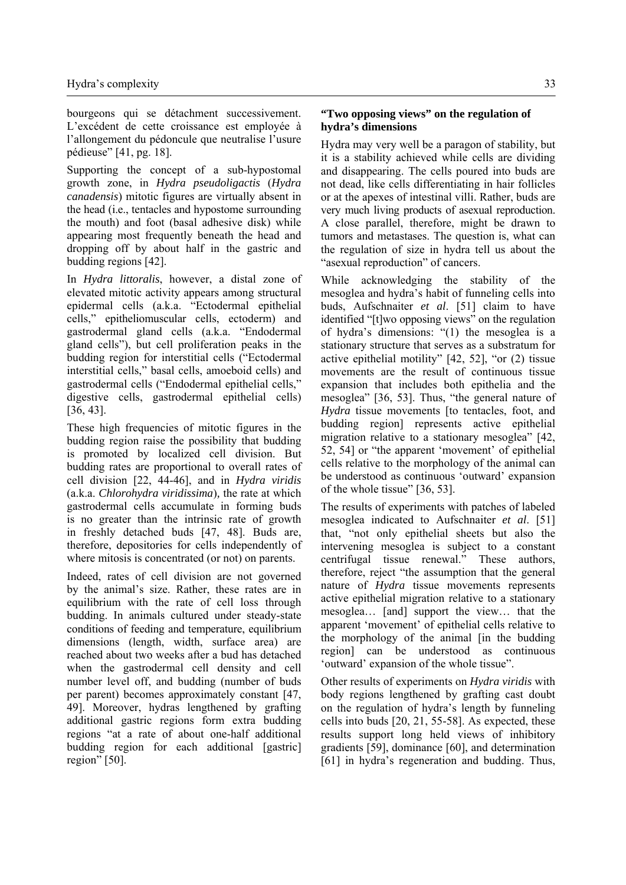bourgeons qui se détachment successivement. L'excédent de cette croissance est employée à l'allongement du pédoncule que neutralise l'usure pédieuse" [41, pg. 18].

Supporting the concept of a sub-hypostomal growth zone, in *Hydra pseudoligactis* (*Hydra canadensis*) mitotic figures are virtually absent in the head (i.e., tentacles and hypostome surrounding the mouth) and foot (basal adhesive disk) while appearing most frequently beneath the head and dropping off by about half in the gastric and budding regions [42].

In *Hydra littoralis*, however, a distal zone of elevated mitotic activity appears among structural epidermal cells (a.k.a. "Ectodermal epithelial cells," epitheliomuscular cells, ectoderm) and gastrodermal gland cells (a.k.a. "Endodermal gland cells"), but cell proliferation peaks in the budding region for interstitial cells ("Ectodermal interstitial cells," basal cells, amoeboid cells) and gastrodermal cells ("Endodermal epithelial cells," digestive cells, gastrodermal epithelial cells) [36, 43].

These high frequencies of mitotic figures in the budding region raise the possibility that budding is promoted by localized cell division. But budding rates are proportional to overall rates of cell division [22, 44-46], and in *Hydra viridis* (a.k.a. *Chlorohydra viridissima*), the rate at which gastrodermal cells accumulate in forming buds is no greater than the intrinsic rate of growth in freshly detached buds [47, 48]. Buds are, therefore, depositories for cells independently of where mitosis is concentrated (or not) on parents.

Indeed, rates of cell division are not governed by the animal's size. Rather, these rates are in equilibrium with the rate of cell loss through budding. In animals cultured under steady-state conditions of feeding and temperature, equilibrium dimensions (length, width, surface area) are reached about two weeks after a bud has detached when the gastrodermal cell density and cell number level off, and budding (number of buds per parent) becomes approximately constant [47, 49]. Moreover, hydras lengthened by grafting additional gastric regions form extra budding regions "at a rate of about one-half additional budding region for each additional [gastric] region" [50].

## "Two opposing views" on the regulation of hydra's dimensions

Hydra may very well be a paragon of stability, but it is a stability achieved while cells are dividing and disappearing. The cells poured into buds are not dead, like cells differentiating in hair follicles or at the apexes of intestinal villi. Rather, buds are very much living products of asexual reproduction. A close parallel, therefore, might be drawn to tumors and metastases. The question is, what can the regulation of size in hydra tell us about the "asexual reproduction" of cancers.

While acknowledging the stability of the mesoglea and hydra's habit of funneling cells into buds, Aufschnaiter *et al*. [51] claim to have identified "[t]wo opposing views" on the regulation of hydra's dimensions: "(1) the mesoglea is a stationary structure that serves as a substratum for active epithelial motility" [42, 52], "or (2) tissue movements are the result of continuous tissue expansion that includes both epithelia and the mesoglea" [36, 53]. Thus, "the general nature of *Hydra* tissue movements [to tentacles, foot, and budding region] represents active epithelial migration relative to a stationary mesoglea" [42, 52, 54] or "the apparent 'movement' of epithelial cells relative to the morphology of the animal can be understood as continuous 'outward' expansion of the whole tissue" [36, 53].

The results of experiments with patches of labeled mesoglea indicated to Aufschnaiter *et al*. [51] that, "not only epithelial sheets but also the intervening mesoglea is subject to a constant centrifugal tissue renewal." These authors, therefore, reject "the assumption that the general nature of *Hydra* tissue movements represents active epithelial migration relative to a stationary mesoglea… [and] support the view… that the apparent 'movement' of epithelial cells relative to the morphology of the animal [in the budding region] can be understood as continuous 'outward' expansion of the whole tissue".

Other results of experiments on *Hydra viridis* with body regions lengthened by grafting cast doubt on the regulation of hydra's length by funneling cells into buds [20, 21, 55-58]. As expected, these results support long held views of inhibitory gradients [59], dominance [60], and determination [61] in hydra's regeneration and budding. Thus,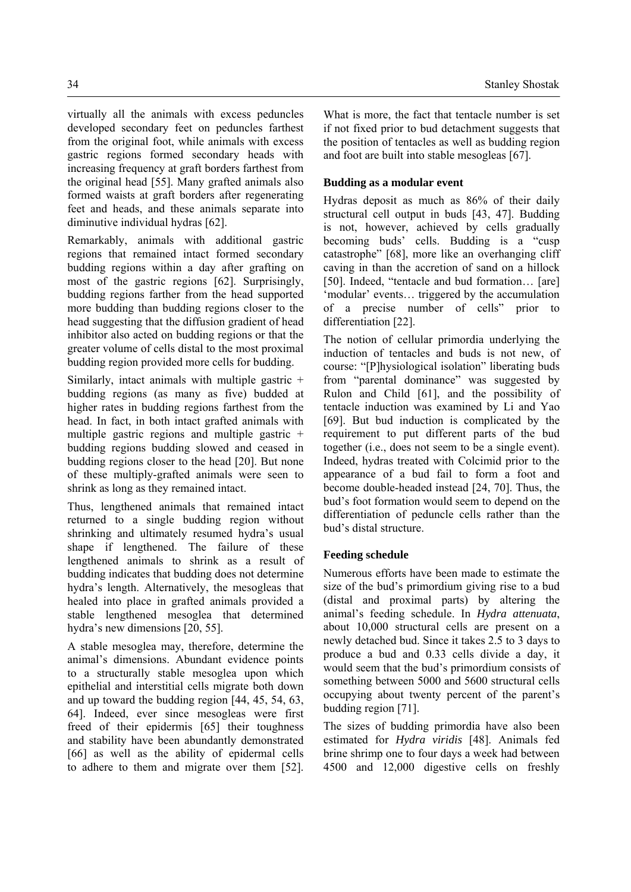virtually all the animals with excess peduncles developed secondary feet on peduncles farthest from the original foot, while animals with excess gastric regions formed secondary heads with increasing frequency at graft borders farthest from the original head [55]. Many grafted animals also formed waists at graft borders after regenerating feet and heads, and these animals separate into diminutive individual hydras [62].

Remarkably, animals with additional gastric regions that remained intact formed secondary budding regions within a day after grafting on most of the gastric regions [62]. Surprisingly, budding regions farther from the head supported more budding than budding regions closer to the head suggesting that the diffusion gradient of head inhibitor also acted on budding regions or that the greater volume of cells distal to the most proximal budding region provided more cells for budding.

Similarly, intact animals with multiple gastric + budding regions (as many as five) budded at higher rates in budding regions farthest from the head. In fact, in both intact grafted animals with multiple gastric regions and multiple gastric + budding regions budding slowed and ceased in budding regions closer to the head [20]. But none of these multiply-grafted animals were seen to shrink as long as they remained intact.

Thus, lengthened animals that remained intact returned to a single budding region without shrinking and ultimately resumed hydra's usual shape if lengthened. The failure of these lengthened animals to shrink as a result of budding indicates that budding does not determine hydra's length. Alternatively, the mesogleas that healed into place in grafted animals provided a stable lengthened mesoglea that determined hydra's new dimensions [20, 55].

A stable mesoglea may, therefore, determine the animal's dimensions. Abundant evidence points to a structurally stable mesoglea upon which epithelial and interstitial cells migrate both down and up toward the budding region [44, 45, 54, 63, 64]. Indeed, ever since mesogleas were first freed of their epidermis [65] their toughness and stability have been abundantly demonstrated [66] as well as the ability of epidermal cells to adhere to them and migrate over them [52]. What is more, the fact that tentacle number is set if not fixed prior to bud detachment suggests that the position of tentacles as well as budding region and foot are built into stable mesogleas [67].

### Budding as a modular event

Hydras deposit as much as 86% of their daily structural cell output in buds [43, 47]. Budding is not, however, achieved by cells gradually becoming buds' cells. Budding is a "cusp catastrophe" [68], more like an overhanging cliff caving in than the accretion of sand on a hillock [50]. Indeed, "tentacle and bud formation… [are] 'modular' events… triggered by the accumulation of a precise number of cells" prior to differentiation [22].

The notion of cellular primordia underlying the induction of tentacles and buds is not new, of course: "[P]hysiological isolation" liberating buds from "parental dominance" was suggested by Rulon and Child [61], and the possibility of tentacle induction was examined by Li and Yao [69]. But bud induction is complicated by the requirement to put different parts of the bud together (i.e., does not seem to be a single event). Indeed, hydras treated with Colcimid prior to the appearance of a bud fail to form a foot and become double-headed instead [24, 70]. Thus, the bud's foot formation would seem to depend on the differentiation of peduncle cells rather than the bud's distal structure.

### Feeding schedule

Numerous efforts have been made to estimate the size of the bud's primordium giving rise to a bud (distal and proximal parts) by altering the animal's feeding schedule. In *Hydra attenuata*, about 10,000 structural cells are present on a newly detached bud. Since it takes 2.5 to 3 days to produce a bud and 0.33 cells divide a day, it would seem that the bud's primordium consists of something between 5000 and 5600 structural cells occupying about twenty percent of the parent's budding region [71].

The sizes of budding primordia have also been estimated for *Hydra viridis* [48]. Animals fed brine shrimp one to four days a week had between 4500 and 12,000 digestive cells on freshly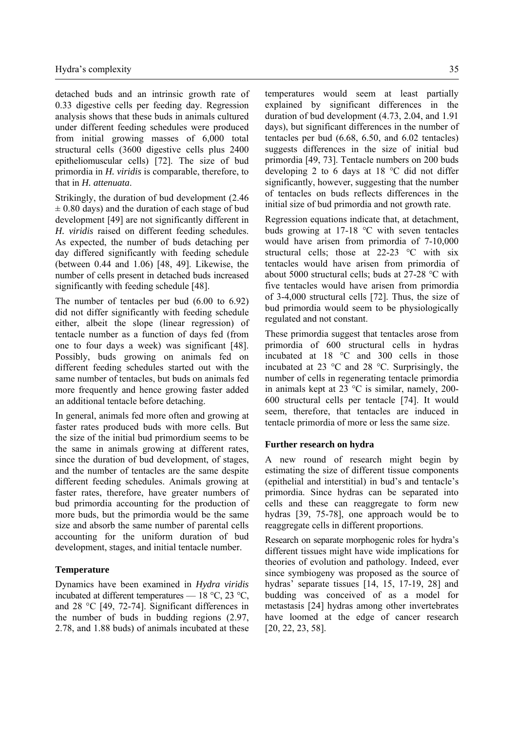detached buds and an intrinsic growth rate of 0.33 digestive cells per feeding day. Regression analysis shows that these buds in animals cultured under different feeding schedules were produced from initial growing masses of 6,000 total structural cells (3600 digestive cells plus 2400 epitheliomuscular cells) [72]. The size of bud primordia in *H. viridis* is comparable, therefore, to that in *H. attenuata*.

Strikingly, the duration of bud development (2.46 ± 0.80 days) and the duration of each stage of bud development [49] are not significantly different in *H. viridis* raised on different feeding schedules. As expected, the number of buds detaching per day differed significantly with feeding schedule (between 0.44 and 1.06) [48, 49]. Likewise, the number of cells present in detached buds increased significantly with feeding schedule [48].

The number of tentacles per bud (6.00 to 6.92) did not differ significantly with feeding schedule either, albeit the slope (linear regression) of tentacle number as a function of days fed (from one to four days a week) was significant [48]. Possibly, buds growing on animals fed on different feeding schedules started out with the same number of tentacles, but buds on animals fed more frequently and hence growing faster added an additional tentacle before detaching.

In general, animals fed more often and growing at faster rates produced buds with more cells. But the size of the initial bud primordium seems to be the same in animals growing at different rates, since the duration of bud development, of stages, and the number of tentacles are the same despite different feeding schedules. Animals growing at faster rates, therefore, have greater numbers of bud primordia accounting for the production of more buds, but the primordia would be the same size and absorb the same number of parental cells accounting for the uniform duration of bud development, stages, and initial tentacle number.

### Temperature

Dynamics have been examined in *Hydra viridis* incubated at different temperatures — 18 °C, 23 °C, and 28 °C [49, 72-74]. Significant differences in the number of buds in budding regions (2.97, 2.78, and 1.88 buds) of animals incubated at these temperatures would seem at least partially explained by significant differences in the duration of bud development (4.73, 2.04, and 1.91 days), but significant differences in the number of tentacles per bud (6.68, 6.50, and 6.02 tentacles) suggests differences in the size of initial bud primordia [49, 73]. Tentacle numbers on 200 buds developing 2 to 6 days at 18 °C did not differ significantly, however, suggesting that the number of tentacles on buds reflects differences in the initial size of bud primordia and not growth rate.

Regression equations indicate that, at detachment, buds growing at 17-18 °C with seven tentacles would have arisen from primordia of 7-10,000 structural cells; those at 22-23 °C with six tentacles would have arisen from primordia of about 5000 structural cells; buds at 27-28 °C with five tentacles would have arisen from primordia of 3-4,000 structural cells [72]. Thus, the size of bud primordia would seem to be physiologically regulated and not constant.

These primordia suggest that tentacles arose from primordia of 600 structural cells in hydras incubated at 18 °C and 300 cells in those incubated at 23 °C and 28 °C. Surprisingly, the number of cells in regenerating tentacle primordia in animals kept at 23 °C is similar, namely, 200-600 structural cells per tentacle [74]. It would seem, therefore, that tentacles are induced in tentacle primordia of more or less the same size.

### Further research on hydra

A new round of research might begin by estimating the size of different tissue components (epithelial and interstitial) in bud's and tentacle's primordia. Since hydras can be separated into cells and these can reaggregate to form new hydras [39, 75-78], one approach would be to reaggregate cells in different proportions.

Research on separate morphogenic roles for hydra's different tissues might have wide implications for theories of evolution and pathology. Indeed, ever since symbiogeny was proposed as the source of hydras' separate tissues [14, 15, 17-19, 28] and budding was conceived of as a model for metastasis [24] hydras among other invertebrates have loomed at the edge of cancer research [20, 22, 23, 58].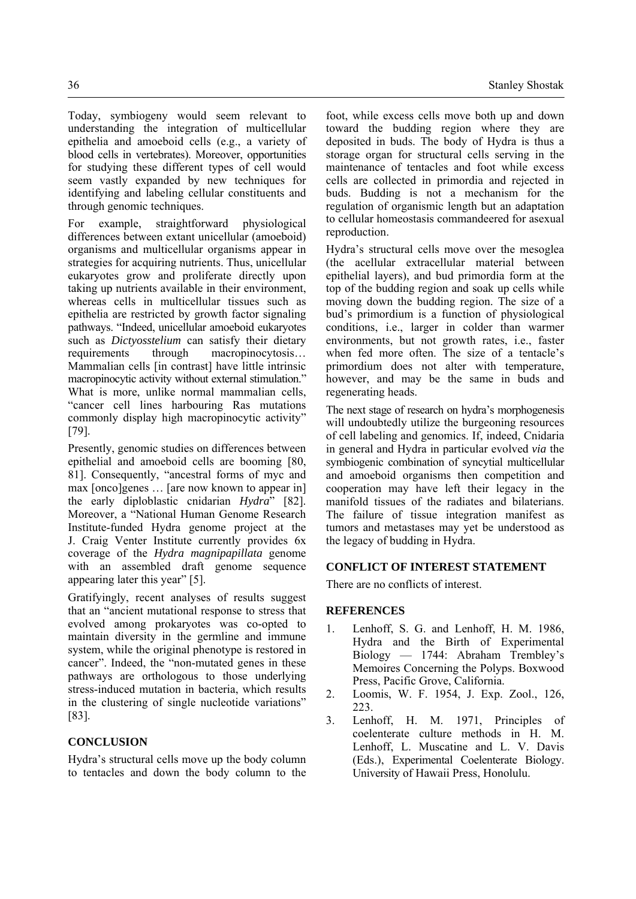Today, symbiogeny would seem relevant to understanding the integration of multicellular epithelia and amoeboid cells (e.g., a variety of blood cells in vertebrates). Moreover, opportunities for studying these different types of cell would seem vastly expanded by new techniques for identifying and labeling cellular constituents and through genomic techniques.

For example, straightforward physiological differences between extant unicellular (amoeboid) organisms and multicellular organisms appear in strategies for acquiring nutrients. Thus, unicellular eukaryotes grow and proliferate directly upon taking up nutrients available in their environment, whereas cells in multicellular tissues such as epithelia are restricted by growth factor signaling pathways. "Indeed, unicellular amoeboid eukaryotes such as *Dictyosstelium* can satisfy their dietary requirements through macropinocytosis… Mammalian cells [in contrast] have little intrinsic macropinocytic activity without external stimulation." What is more, unlike normal mammalian cells, "cancer cell lines harbouring Ras mutations commonly display high macropinocytic activity" [79].

Presently, genomic studies on differences between epithelial and amoeboid cells are booming [80, 81]. Consequently, "ancestral forms of myc and max [onco]genes … [are now known to appear in] the early diploblastic cnidarian *Hydra*" [82]. Moreover, a "National Human Genome Research Institute-funded Hydra genome project at the J. Craig Venter Institute currently provides 6x coverage of the *Hydra magnipapillata* genome with an assembled draft genome sequence appearing later this year" [5].

Gratifyingly, recent analyses of results suggest that an "ancient mutational response to stress that evolved among prokaryotes was co-opted to maintain diversity in the germline and immune system, while the original phenotype is restored in cancer". Indeed, the "non-mutated genes in these pathways are orthologous to those underlying stress-induced mutation in bacteria, which results in the clustering of single nucleotide variations" [83].

## CONCLUSION

Hydra's structural cells move up the body column to tentacles and down the body column to the foot, while excess cells move both up and down toward the budding region where they are deposited in buds. The body of Hydra is thus a storage organ for structural cells serving in the maintenance of tentacles and foot while excess cells are collected in primordia and rejected in buds. Budding is not a mechanism for the regulation of organismic length but an adaptation to cellular homeostasis commandeered for asexual reproduction.

Hydra's structural cells move over the mesoglea (the acellular extracellular material between epithelial layers), and bud primordia form at the top of the budding region and soak up cells while moving down the budding region. The size of a bud's primordium is a function of physiological conditions, i.e., larger in colder than warmer environments, but not growth rates, i.e., faster when fed more often. The size of a tentacle's primordium does not alter with temperature, however, and may be the same in buds and regenerating heads.

The next stage of research on hydra's morphogenesis will undoubtedly utilize the burgeoning resources of cell labeling and genomics. If, indeed, Cnidaria in general and Hydra in particular evolved *via* the symbiogenic combination of syncytial multicellular and amoeboid organisms then competition and cooperation may have left their legacy in the manifold tissues of the radiates and bilaterians. The failure of tissue integration manifest as tumors and metastases may yet be understood as the legacy of budding in Hydra.

## CONFLICT OF INTEREST STATEMENT

There are no conflicts of interest.

## REFERENCES

1. Lenhoff, S. G. and Lenhoff, H. M. 1986, Hydra and the Birth of Experimental Biology — 1744: Abraham Trembley's Memoires Concerning the Polyps. Boxwood Press, Pacific Grove, California.
2. Loomis, W. F. 1954, J. Exp. Zool., 126, 223.
3. Lenhoff, H. M. 1971, Principles of coelenterate culture methods in H. M. Lenhoff, L. Muscatine and L. V. Davis (Eds.), Experimental Coelenterate Biology. University of Hawaii Press, Honolulu.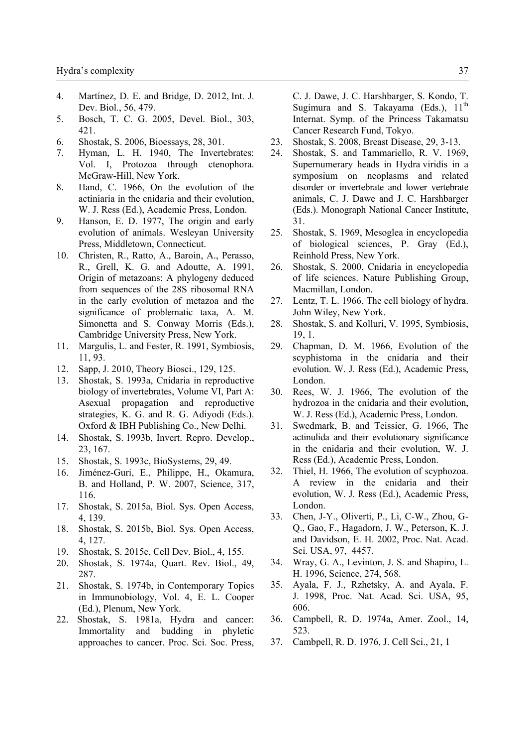4. Martínez, D. E. and Bridge, D. 2012, Int. J. Dev. Biol., 56, 479.
5. Bosch, T. C. G. 2005, Devel. Biol., 303, 421.
6. Shostak, S. 2006, Bioessays, 28, 301.
7. Hyman, L. H. 1940, The Invertebrates: Vol. I, Protozoa through ctenophora. McGraw-Hill, New York.
8. Hand, C. 1966, On the evolution of the actiniaria in the cnidaria and their evolution, W. J. Ress (Ed.), Academic Press, London.
9. Hanson, E. D. 1977, The origin and early evolution of animals. Wesleyan University Press, Middletown, Connecticut.
10. Christen, R., Ratto, A., Baroin, A., Perasso, R., Grell, K. G. and Adoutte, A. 1991, Origin of metazoans: A phylogeny deduced from sequences of the 28S ribosomal RNA in the early evolution of metazoa and the significance of problematic taxa, A. M. Simonetta and S. Conway Morris (Eds.), Cambridge University Press, New York.
11. Margulis, L. and Fester, R. 1991, Symbiosis, 11, 93.
12. Sapp, J. 2010, Theory Biosci., 129, 125.
13. Shostak, S. 1993a, Cnidaria in reproductive biology of invertebrates, Volume VI, Part A: Asexual propagation and reproductive strategies, K. G. and R. G. Adiyodi (Eds.). Oxford & IBH Publishing Co., New Delhi.
14. Shostak, S. 1993b, Invert. Repro. Develop., 23, 167.
15. Shostak, S. 1993c, BioSystems, 29, 49.
16. Jiménez-Guri, E., Philippe, H., Okamura, B. and Holland, P. W. 2007, Science, 317, 116.
17. Shostak, S. 2015a, Biol. Sys. Open Access, 4, 139.
18. Shostak, S. 2015b, Biol. Sys. Open Access, 4, 127.
19. Shostak, S. 2015c, Cell Dev. Biol., 4, 155.
20. Shostak, S. 1974a, Quart. Rev. Biol., 49, 287.
21. Shostak, S. 1974b, in Contemporary Topics in Immunobiology, Vol. 4, E. L. Cooper (Ed.), Plenum, New York.
22. Shostak, S. 1981a, Hydra and cancer: Immortality and budding in phyletic approaches to cancer. Proc. Sci. Soc. Press, C. J. Dawe, J. C. Harshbarger, S. Kondo, T. Sugimura and S. Takayama (Eds.), 11th Internat. Symp. of the Princess Takamatsu Cancer Research Fund, Tokyo.
23. Shostak, S. 2008, Breast Disease, 29, 3-13.
24. Shostak, S. and Tammariello, R. V. 1969, Supernumerary heads in Hydra viridis in a symposium on neoplasms and related disorder or invertebrate and lower vertebrate animals, C. J. Dawe and J. C. Harshbarger (Eds.). Monograph National Cancer Institute, 31.
25. Shostak, S. 1969, Mesoglea in encyclopedia of biological sciences, P. Gray (Ed.), Reinhold Press, New York.
26. Shostak, S. 2000, Cnidaria in encyclopedia of life sciences. Nature Publishing Group, Macmillan, London.
27. Lentz, T. L. 1966, The cell biology of hydra. John Wiley, New York.
28. Shostak, S. and Kolluri, V. 1995, Symbiosis, 19, 1.
29. Chapman, D. M. 1966, Evolution of the scyphistoma in the cnidaria and their evolution. W. J. Ress (Ed.), Academic Press, London.
30. Rees, W. J. 1966, The evolution of the hydrozoa in the cnidaria and their evolution, W. J. Ress (Ed.), Academic Press, London.
31. Swedmark, B. and Teissier, G. 1966, The actinulida and their evolutionary significance in the cnidaria and their evolution, W. J. Ress (Ed.), Academic Press, London.
32. Thiel, H. 1966, The evolution of scyphozoa. A review in the cnidaria and their evolution, W. J. Ress (Ed.), Academic Press, London.
33. Chen, J-Y., Oliverti, P., Li, C-W., Zhou, G-Q., Gao, F., Hagadorn, J. W., Peterson, K. J. and Davidson, E. H. 2002, Proc. Nat. Acad. Sci. USA, 97, 4457.
34. Wray, G. A., Levinton, J. S. and Shapiro, L. H. 1996, Science, 274, 568.
35. Ayala, F. J., Rzhetsky, A. and Ayala, F. J. 1998, Proc. Nat. Acad. Sci. USA, 95, 606.
36. Campbell, R. D. 1974a, Amer. Zool., 14, 523.
37. Cambpell, R. D. 1976, J. Cell Sci., 21, 1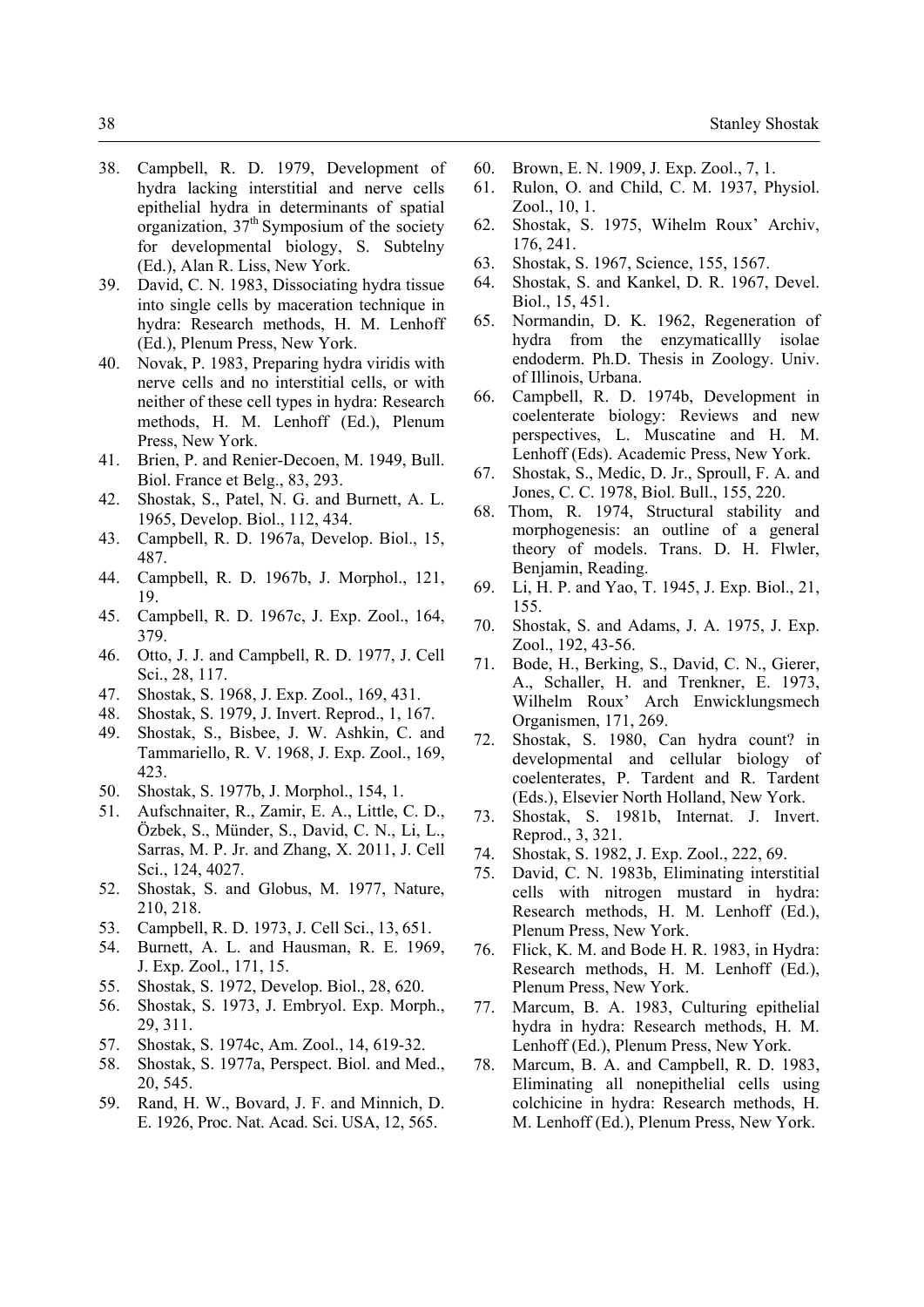38. Campbell, R. D. 1979, Development of hydra lacking interstitial and nerve cells epithelial hydra in determinants of spatial organization, 37th Symposium of the society for developmental biology, S. Subtelny (Ed.), Alan R. Liss, New York.
39. David, C. N. 1983, Dissociating hydra tissue into single cells by maceration technique in hydra: Research methods, H. M. Lenhoff (Ed.), Plenum Press, New York.
40. Novak, P. 1983, Preparing hydra viridis with nerve cells and no interstitial cells, or with neither of these cell types in hydra: Research methods, H. M. Lenhoff (Ed.), Plenum Press, New York.
41. Brien, P. and Renier-Decoen, M. 1949, Bull. Biol. France et Belg., 83, 293.
42. Shostak, S., Patel, N. G. and Burnett, A. L. 1965, Develop. Biol., 112, 434.
43. Campbell, R. D. 1967a, Develop. Biol., 15, 487.
44. Campbell, R. D. 1967b, J. Morphol., 121, 19.
45. Campbell, R. D. 1967c, J. Exp. Zool., 164, 379.
46. Otto, J. J. and Campbell, R. D. 1977, J. Cell Sci., 28, 117.
47. Shostak, S. 1968, J. Exp. Zool., 169, 431.
48. Shostak, S. 1979, J. Invert. Reprod., 1, 167.
49. Shostak, S., Bisbee, J. W. Ashkin, C. and Tammariello, R. V. 1968, J. Exp. Zool., 169, 423.
50. Shostak, S. 1977b, J. Morphol., 154, 1.
51. Aufschnaiter, R., Zamir, E. A., Little, C. D., Özbek, S., Münder, S., David, C. N., Li, L., Sarras, M. P. Jr. and Zhang, X. 2011, J. Cell Sci., 124, 4027.
52. Shostak, S. and Globus, M. 1977, Nature, 210, 218.
53. Campbell, R. D. 1973, J. Cell Sci., 13, 651.
54. Burnett, A. L. and Hausman, R. E. 1969, J. Exp. Zool., 171, 15.
55. Shostak, S. 1972, Develop. Biol., 28, 620.
56. Shostak, S. 1973, J. Embryol. Exp. Morph., 29, 311.
57. Shostak, S. 1974c, Am. Zool., 14, 619-32.
58. Shostak, S. 1977a, Perspect. Biol. and Med., 20, 545.
59. Rand, H. W., Bovard, J. F. and Minnich, D. E. 1926, Proc. Nat. Acad. Sci. USA, 12, 565.
60. Brown, E. N. 1909, J. Exp. Zool., 7, 1.
61. Rulon, O. and Child, C. M. 1937, Physiol. Zool., 10, 1.
62. Shostak, S. 1975, Wihelm Roux' Archiv, 176, 241.
63. Shostak, S. 1967, Science, 155, 1567.
64. Shostak, S. and Kankel, D. R. 1967, Devel. Biol., 15, 451.
65. Normandin, D. K. 1962, Regeneration of hydra from the enzymaticallly isolae endoderm. Ph.D. Thesis in Zoology. Univ. of Illinois, Urbana.
66. Campbell, R. D. 1974b, Development in coelenterate biology: Reviews and new perspectives, L. Muscatine and H. M. Lenhoff (Eds). Academic Press, New York.
67. Shostak, S., Medic, D. Jr., Sproull, F. A. and Jones, C. C. 1978, Biol. Bull., 155, 220.
68. Thom, R. 1974, Structural stability and morphogenesis: an outline of a general theory of models. Trans. D. H. Flwler, Benjamin, Reading.
69. Li, H. P. and Yao, T. 1945, J. Exp. Biol., 21, 155.
70. Shostak, S. and Adams, J. A. 1975, J. Exp. Zool., 192, 43-56.
71. Bode, H., Berking, S., David, C. N., Gierer, A., Schaller, H. and Trenkner, E. 1973, Wilhelm Roux' Arch Enwicklungsmech Organismen, 171, 269.
72. Shostak, S. 1980, Can hydra count? in developmental and cellular biology of coelenterates, P. Tardent and R. Tardent (Eds.), Elsevier North Holland, New York.
73. Shostak, S. 1981b, Internat. J. Invert. Reprod., 3, 321.
74. Shostak, S. 1982, J. Exp. Zool., 222, 69.
75. David, C. N. 1983b, Eliminating interstitial cells with nitrogen mustard in hydra: Research methods, H. M. Lenhoff (Ed.), Plenum Press, New York.
76. Flick, K. M. and Bode H. R. 1983, in Hydra: Research methods, H. M. Lenhoff (Ed.), Plenum Press, New York.
77. Marcum, B. A. 1983, Culturing epithelial hydra in hydra: Research methods, H. M. Lenhoff (Ed.), Plenum Press, New York.
78. Marcum, B. A. and Campbell, R. D. 1983, Eliminating all nonepithelial cells using colchicine in hydra: Research methods, H. M. Lenhoff (Ed.), Plenum Press, New York.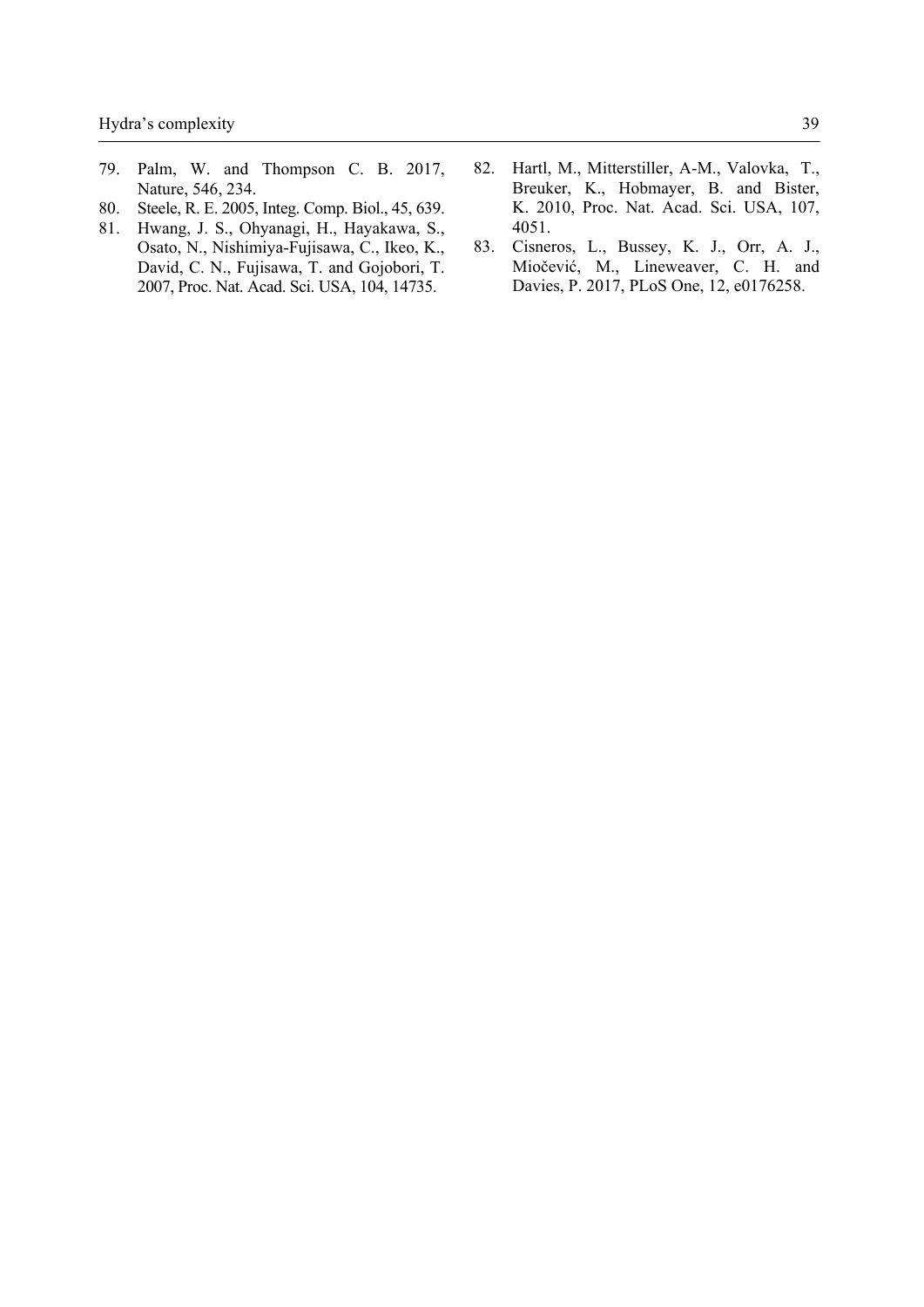79. Palm, W. and Thompson C. B. 2017, Nature, 546, 234.
80. Steele, R. E. 2005, Integ. Comp. Biol., 45, 639.
81. Hwang, J. S., Ohyanagi, H., Hayakawa, S., Osato, N., Nishimiya-Fujisawa, C., Ikeo, K., David, C. N., Fujisawa, T. and Gojobori, T. 2007, Proc. Nat. Acad. Sci. USA, 104, 14735.
82. Hartl, M., Mitterstiller, A-M., Valovka, T., Breuker, K., Hobmayer, B. and Bister, K. 2010, Proc. Nat. Acad. Sci. USA, 107, 4051.
83. Cisneros, L., Bussey, K. J., Orr, A. J., Miočević, M., Lineweaver, C. H. and Davies, P. 2017, PLoS One, 12, e0176258.